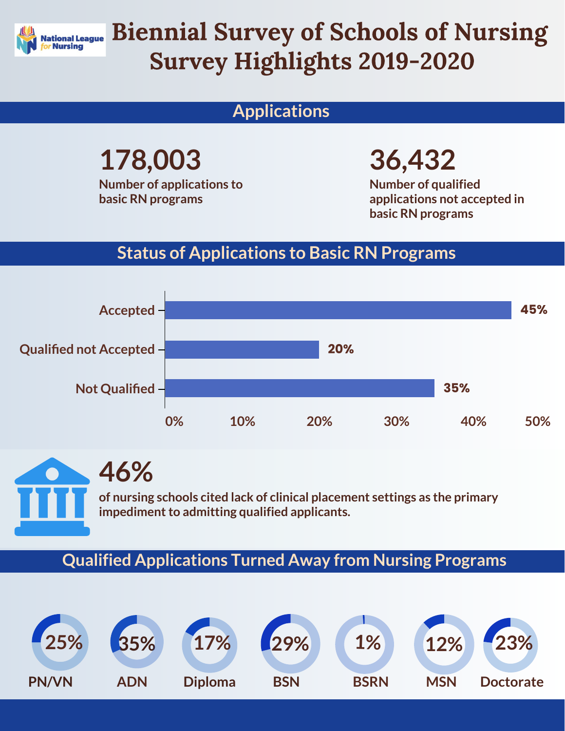# Biennial Survey of Schools of Nursing Survey Highlights 2019-2020

National League for Nursing

## Applications

**178,003**
Number of applications to basic RN programs

**36,432**
Number of qualified applications not accepted in basic RN programs

## Status of Applications to Basic RN Programs

| Status | Percentage |
|---|---|
| Accepted | 45% |
| Qualified not Accepted | 20% |
| Not Qualified | 35% |

**46%**
of nursing schools cited lack of clinical placement settings as the primary impediment to admitting qualified applicants.

## Qualified Applications Turned Away from Nursing Programs

| Program | Percentage |
|---|---|
| PN/VN | 25% |
| ADN | 35% |
| Diploma | 17% |
| BSN | 29% |
| BSRN | 1% |
| MSN | 12% |
| Doctorate | 23% |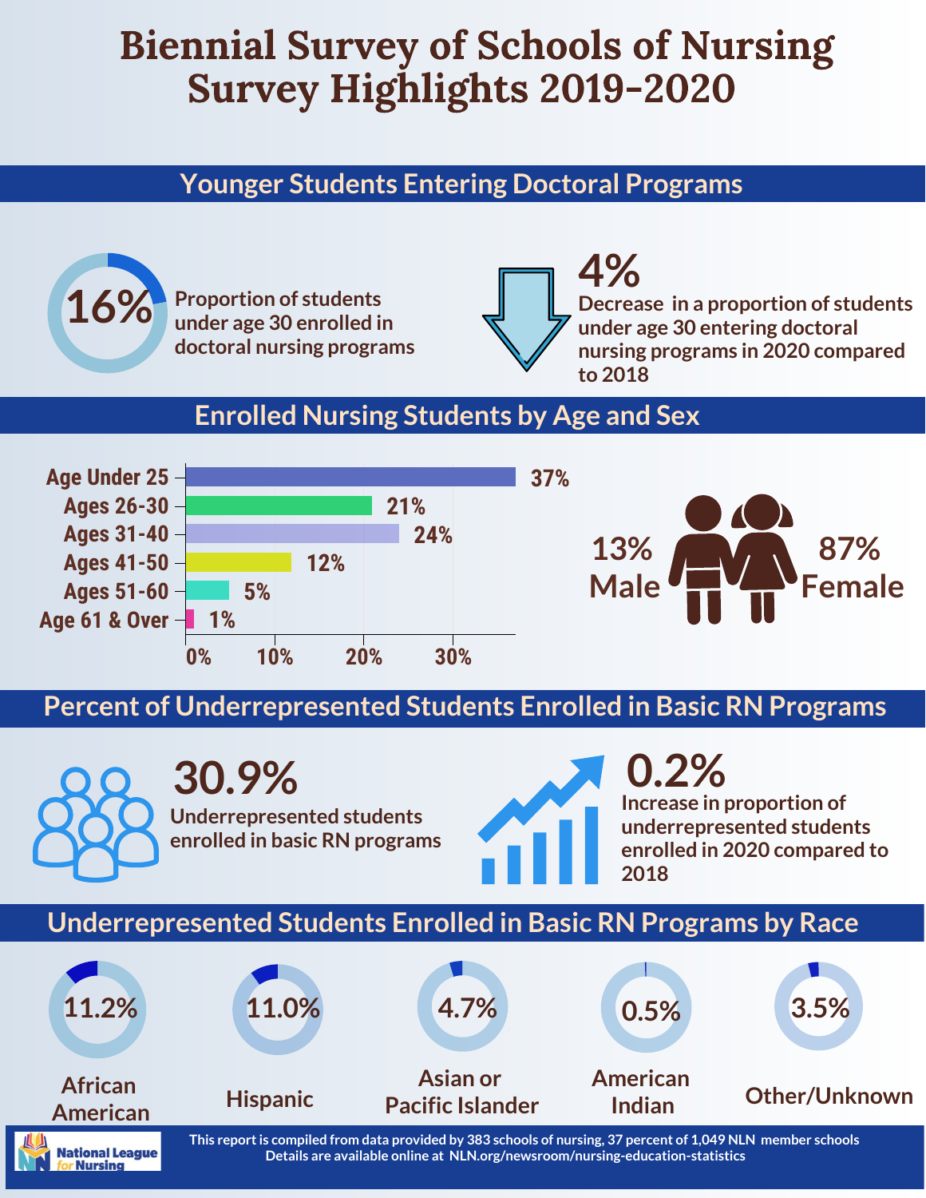# Biennial Survey of Schools of Nursing Survey Highlights 2019-2020

## Younger Students Entering Doctoral Programs

**16%** Proportion of students under age 30 enrolled in doctoral nursing programs

**4%** Decrease in a proportion of students under age 30 entering doctoral nursing programs in 2020 compared to 2018

## Enrolled Nursing Students by Age and Sex

Age Under 25 — 37%
Ages 26-30 — 21%
Ages 31-40 — 24%
Ages 41-50 — 12%
Ages 51-60 — 5%
Age 61 & Over — 1%

0% 10% 20% 30%

13% Male

87% Female

## Percent of Underrepresented Students Enrolled in Basic RN Programs

**30.9%** Underrepresented students enrolled in basic RN programs

**0.2%** Increase in proportion of underrepresented students enrolled in 2020 compared to 2018

## Underrepresented Students Enrolled in Basic RN Programs by Race

11.2% African American

11.0% Hispanic

4.7% Asian or Pacific Islander

0.5% American Indian

3.5% Other/Unknown

National League for Nursing

This report is compiled from data provided by 383 schools of nursing, 37 percent of 1,049 NLN member schools
Details are available online at NLN.org/newsroom/nursing-education-statistics